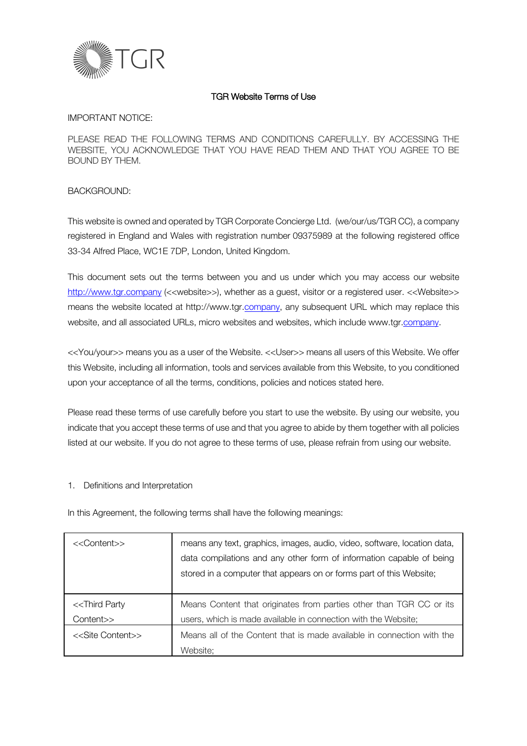TGR

# TGR Website Terms of Use

IMPORTANT NOTICE:

PLEASE READ THE FOLLOWING TERMS AND CONDITIONS CAREFULLY. BY ACCESSING THE WEBSITE, YOU ACKNOWLEDGE THAT YOU HAVE READ THEM AND THAT YOU AGREE TO BE BOUND BY THEM.

BACKGROUND:

This website is owned and operated by TGR Corporate Concierge Ltd. (we/our/us/TGR CC), a company registered in England and Wales with registration number 09375989 at the following registered office 33-34 Alfred Place, WC1E 7DP, London, United Kingdom.

This document sets out the terms between you and us under which you may access our website http://www.tgr.company (<<website>>), whether as a guest, visitor or a registered user. <<Website>> means the website located at http://www.tgr.company, any subsequent URL which may replace this website, and all associated URLs, micro websites and websites, which include www.tgr.company.

<<You/your>> means you as a user of the Website. <<User>> means all users of this Website. We offer this Website, including all information, tools and services available from this Website, to you conditioned upon your acceptance of all the terms, conditions, policies and notices stated here.

Please read these terms of use carefully before you start to use the website. By using our website, you indicate that you accept these terms of use and that you agree to abide by them together with all policies listed at our website. If you do not agree to these terms of use, please refrain from using our website.

1. Definitions and Interpretation

In this Agreement, the following terms shall have the following meanings:

| | |
|---|---|
| <<Content>> | means any text, graphics, images, audio, video, software, location data, data compilations and any other form of information capable of being stored in a computer that appears on or forms part of this Website; |
| <<Third Party Content>> | Means Content that originates from parties other than TGR CC or its users, which is made available in connection with the Website; |
| <<Site Content>> | Means all of the Content that is made available in connection with the Website; |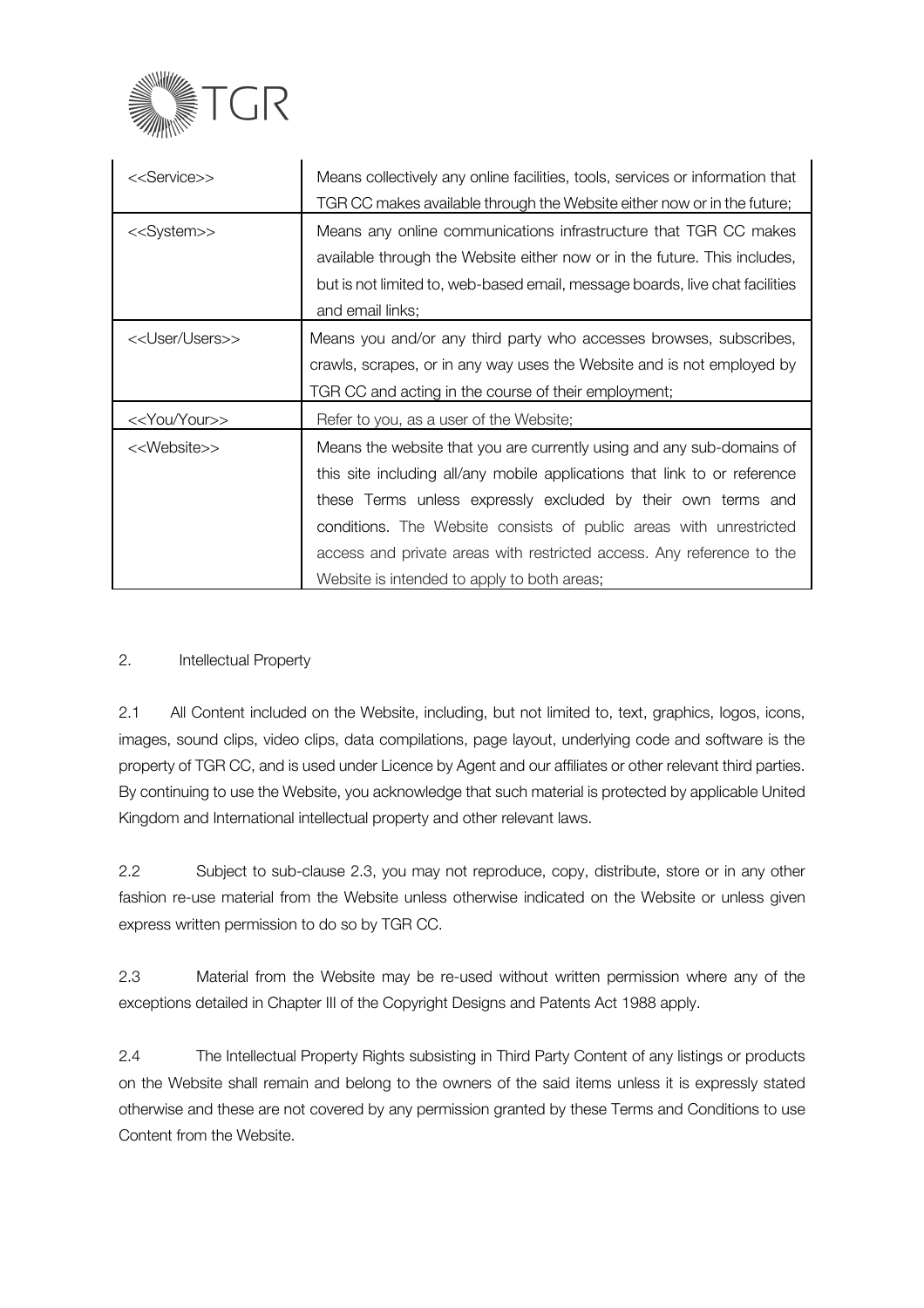| <<Service>> | Means collectively any online facilities, tools, services or information that TGR CC makes available through the Website either now or in the future; |
|---|---|
| <<System>> | Means any online communications infrastructure that TGR CC makes available through the Website either now or in the future. This includes, but is not limited to, web-based email, message boards, live chat facilities and email links; |
| <<User/Users>> | Means you and/or any third party who accesses browses, subscribes, crawls, scrapes, or in any way uses the Website and is not employed by TGR CC and acting in the course of their employment; |
| <<You/Your>> | Refer to you, as a user of the Website; |
| <<Website>> | Means the website that you are currently using and any sub-domains of this site including all/any mobile applications that link to or reference these Terms unless expressly excluded by their own terms and conditions. The Website consists of public areas with unrestricted access and private areas with restricted access. Any reference to the Website is intended to apply to both areas; |

2. Intellectual Property

2.1 All Content included on the Website, including, but not limited to, text, graphics, logos, icons, images, sound clips, video clips, data compilations, page layout, underlying code and software is the property of TGR CC, and is used under Licence by Agent and our affiliates or other relevant third parties. By continuing to use the Website, you acknowledge that such material is protected by applicable United Kingdom and International intellectual property and other relevant laws.

2.2 Subject to sub-clause 2.3, you may not reproduce, copy, distribute, store or in any other fashion re-use material from the Website unless otherwise indicated on the Website or unless given express written permission to do so by TGR CC.

2.3 Material from the Website may be re-used without written permission where any of the exceptions detailed in Chapter III of the Copyright Designs and Patents Act 1988 apply.

2.4 The Intellectual Property Rights subsisting in Third Party Content of any listings or products on the Website shall remain and belong to the owners of the said items unless it is expressly stated otherwise and these are not covered by any permission granted by these Terms and Conditions to use Content from the Website.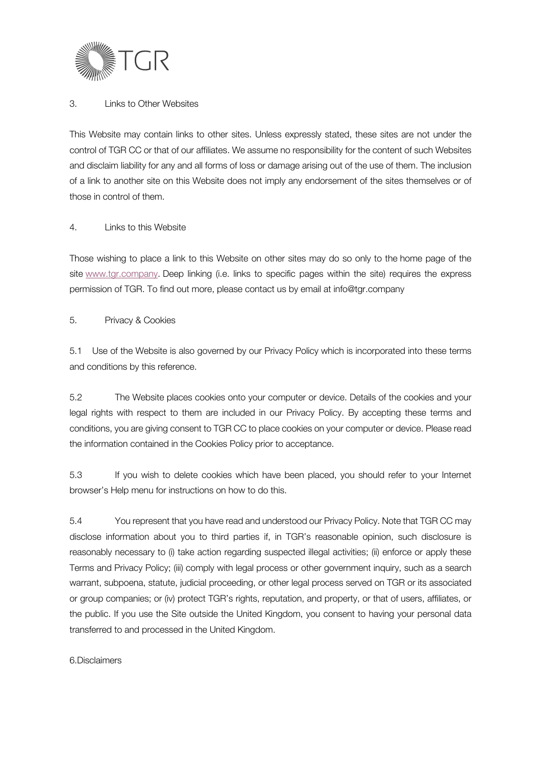## 3. Links to Other Websites

This Website may contain links to other sites. Unless expressly stated, these sites are not under the control of TGR CC or that of our affiliates. We assume no responsibility for the content of such Websites and disclaim liability for any and all forms of loss or damage arising out of the use of them. The inclusion of a link to another site on this Website does not imply any endorsement of the sites themselves or of those in control of them.

## 4. Links to this Website

Those wishing to place a link to this Website on other sites may do so only to the home page of the site [www.tgr.company](http://www.tgr.company). Deep linking (i.e. links to specific pages within the site) requires the express permission of TGR. To find out more, please contact us by email at info@tgr.company

## 5. Privacy & Cookies

5.1 Use of the Website is also governed by our Privacy Policy which is incorporated into these terms and conditions by this reference.

5.2 The Website places cookies onto your computer or device. Details of the cookies and your legal rights with respect to them are included in our Privacy Policy. By accepting these terms and conditions, you are giving consent to TGR CC to place cookies on your computer or device. Please read the information contained in the Cookies Policy prior to acceptance.

5.3 If you wish to delete cookies which have been placed, you should refer to your Internet browser's Help menu for instructions on how to do this.

5.4 You represent that you have read and understood our Privacy Policy. Note that TGR CC may disclose information about you to third parties if, in TGR's reasonable opinion, such disclosure is reasonably necessary to (i) take action regarding suspected illegal activities; (ii) enforce or apply these Terms and Privacy Policy; (iii) comply with legal process or other government inquiry, such as a search warrant, subpoena, statute, judicial proceeding, or other legal process served on TGR or its associated or group companies; or (iv) protect TGR's rights, reputation, and property, or that of users, affiliates, or the public. If you use the Site outside the United Kingdom, you consent to having your personal data transferred to and processed in the United Kingdom.

## 6.Disclaimers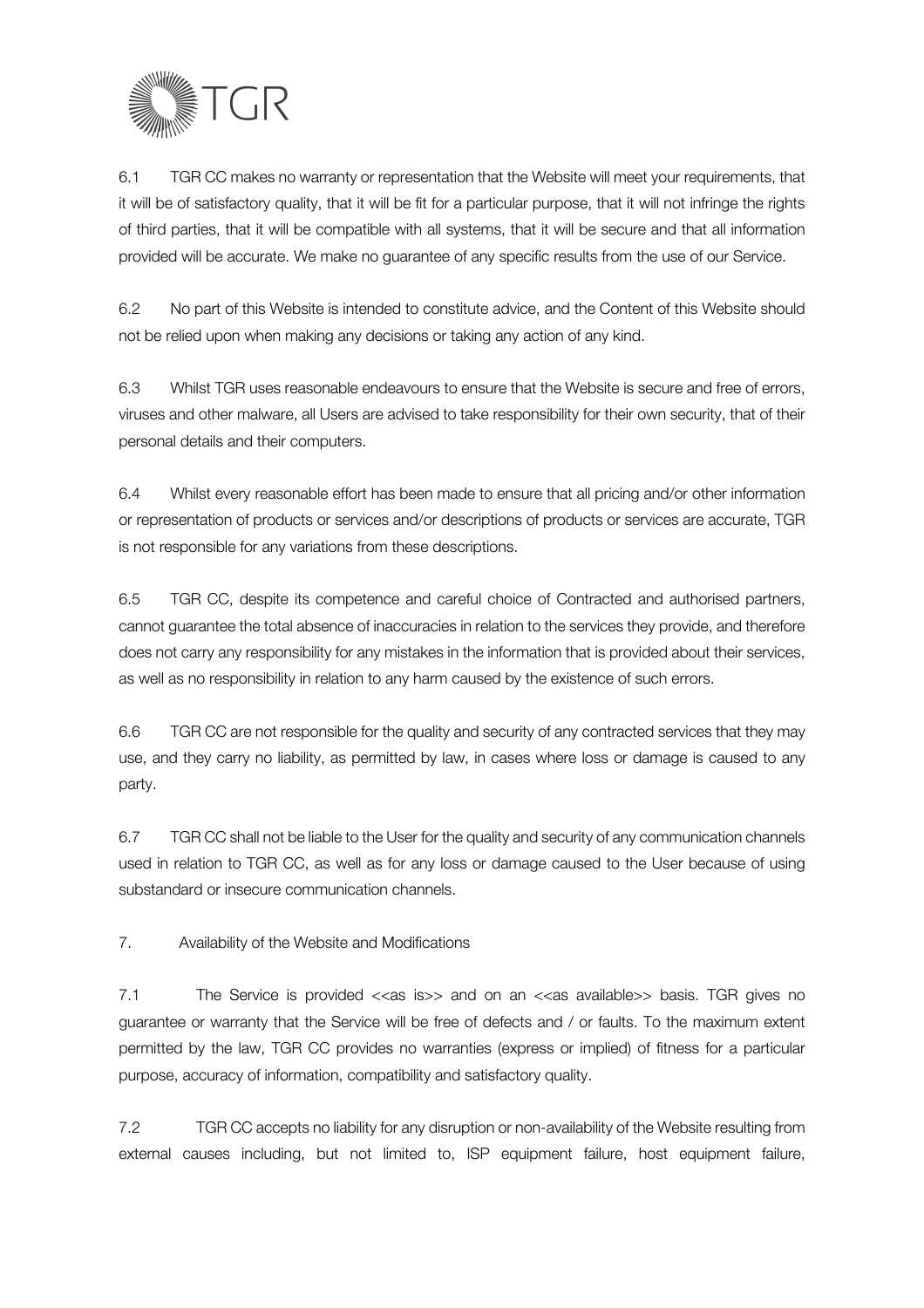6.1 TGR CC makes no warranty or representation that the Website will meet your requirements, that it will be of satisfactory quality, that it will be fit for a particular purpose, that it will not infringe the rights of third parties, that it will be compatible with all systems, that it will be secure and that all information provided will be accurate. We make no guarantee of any specific results from the use of our Service.

6.2 No part of this Website is intended to constitute advice, and the Content of this Website should not be relied upon when making any decisions or taking any action of any kind.

6.3 Whilst TGR uses reasonable endeavours to ensure that the Website is secure and free of errors, viruses and other malware, all Users are advised to take responsibility for their own security, that of their personal details and their computers.

6.4 Whilst every reasonable effort has been made to ensure that all pricing and/or other information or representation of products or services and/or descriptions of products or services are accurate, TGR is not responsible for any variations from these descriptions.

6.5 TGR CC, despite its competence and careful choice of Contracted and authorised partners, cannot guarantee the total absence of inaccuracies in relation to the services they provide, and therefore does not carry any responsibility for any mistakes in the information that is provided about their services, as well as no responsibility in relation to any harm caused by the existence of such errors.

6.6 TGR CC are not responsible for the quality and security of any contracted services that they may use, and they carry no liability, as permitted by law, in cases where loss or damage is caused to any party.

6.7 TGR CC shall not be liable to the User for the quality and security of any communication channels used in relation to TGR CC, as well as for any loss or damage caused to the User because of using substandard or insecure communication channels.

7. Availability of the Website and Modifications

7.1 The Service is provided <<as is>> and on an <<as available>> basis. TGR gives no guarantee or warranty that the Service will be free of defects and / or faults. To the maximum extent permitted by the law, TGR CC provides no warranties (express or implied) of fitness for a particular purpose, accuracy of information, compatibility and satisfactory quality.

7.2 TGR CC accepts no liability for any disruption or non-availability of the Website resulting from external causes including, but not limited to, ISP equipment failure, host equipment failure,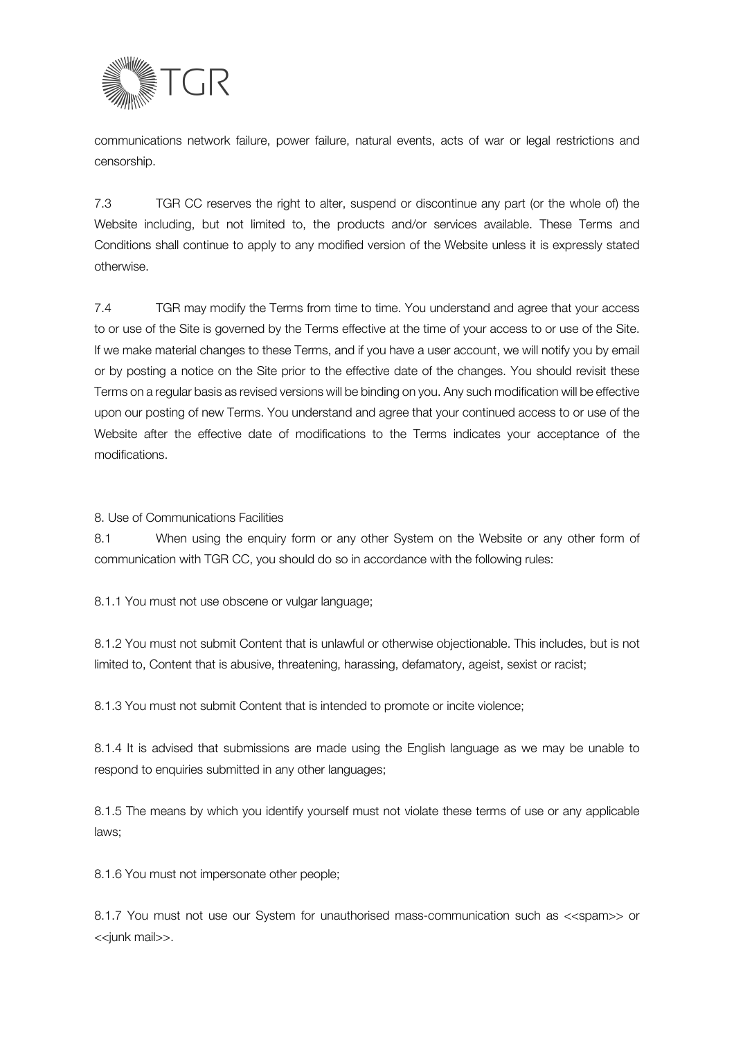communications network failure, power failure, natural events, acts of war or legal restrictions and censorship.

7.3 TGR CC reserves the right to alter, suspend or discontinue any part (or the whole of) the Website including, but not limited to, the products and/or services available. These Terms and Conditions shall continue to apply to any modified version of the Website unless it is expressly stated otherwise.

7.4 TGR may modify the Terms from time to time. You understand and agree that your access to or use of the Site is governed by the Terms effective at the time of your access to or use of the Site. If we make material changes to these Terms, and if you have a user account, we will notify you by email or by posting a notice on the Site prior to the effective date of the changes. You should revisit these Terms on a regular basis as revised versions will be binding on you. Any such modification will be effective upon our posting of new Terms. You understand and agree that your continued access to or use of the Website after the effective date of modifications to the Terms indicates your acceptance of the modifications.

8. Use of Communications Facilities

8.1 When using the enquiry form or any other System on the Website or any other form of communication with TGR CC, you should do so in accordance with the following rules:

8.1.1 You must not use obscene or vulgar language;

8.1.2 You must not submit Content that is unlawful or otherwise objectionable. This includes, but is not limited to, Content that is abusive, threatening, harassing, defamatory, ageist, sexist or racist;

8.1.3 You must not submit Content that is intended to promote or incite violence;

8.1.4 It is advised that submissions are made using the English language as we may be unable to respond to enquiries submitted in any other languages;

8.1.5 The means by which you identify yourself must not violate these terms of use or any applicable laws;

8.1.6 You must not impersonate other people;

8.1.7 You must not use our System for unauthorised mass-communication such as <<spam>> or <<junk mail>>.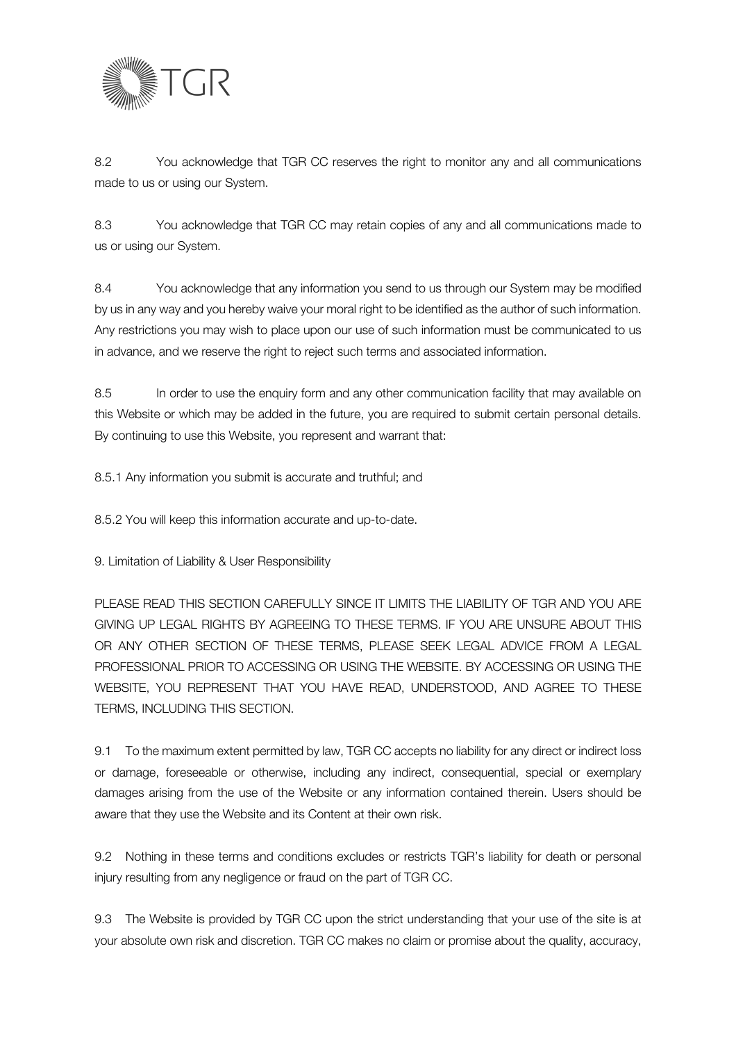8.2 You acknowledge that TGR CC reserves the right to monitor any and all communications made to us or using our System.

8.3 You acknowledge that TGR CC may retain copies of any and all communications made to us or using our System.

8.4 You acknowledge that any information you send to us through our System may be modified by us in any way and you hereby waive your moral right to be identified as the author of such information. Any restrictions you may wish to place upon our use of such information must be communicated to us in advance, and we reserve the right to reject such terms and associated information.

8.5 In order to use the enquiry form and any other communication facility that may available on this Website or which may be added in the future, you are required to submit certain personal details. By continuing to use this Website, you represent and warrant that:

8.5.1 Any information you submit is accurate and truthful; and

8.5.2 You will keep this information accurate and up-to-date.

## 9. Limitation of Liability & User Responsibility

PLEASE READ THIS SECTION CAREFULLY SINCE IT LIMITS THE LIABILITY OF TGR AND YOU ARE GIVING UP LEGAL RIGHTS BY AGREEING TO THESE TERMS. IF YOU ARE UNSURE ABOUT THIS OR ANY OTHER SECTION OF THESE TERMS, PLEASE SEEK LEGAL ADVICE FROM A LEGAL PROFESSIONAL PRIOR TO ACCESSING OR USING THE WEBSITE. BY ACCESSING OR USING THE WEBSITE, YOU REPRESENT THAT YOU HAVE READ, UNDERSTOOD, AND AGREE TO THESE TERMS, INCLUDING THIS SECTION.

9.1 To the maximum extent permitted by law, TGR CC accepts no liability for any direct or indirect loss or damage, foreseeable or otherwise, including any indirect, consequential, special or exemplary damages arising from the use of the Website or any information contained therein. Users should be aware that they use the Website and its Content at their own risk.

9.2 Nothing in these terms and conditions excludes or restricts TGR's liability for death or personal injury resulting from any negligence or fraud on the part of TGR CC.

9.3 The Website is provided by TGR CC upon the strict understanding that your use of the site is at your absolute own risk and discretion. TGR CC makes no claim or promise about the quality, accuracy,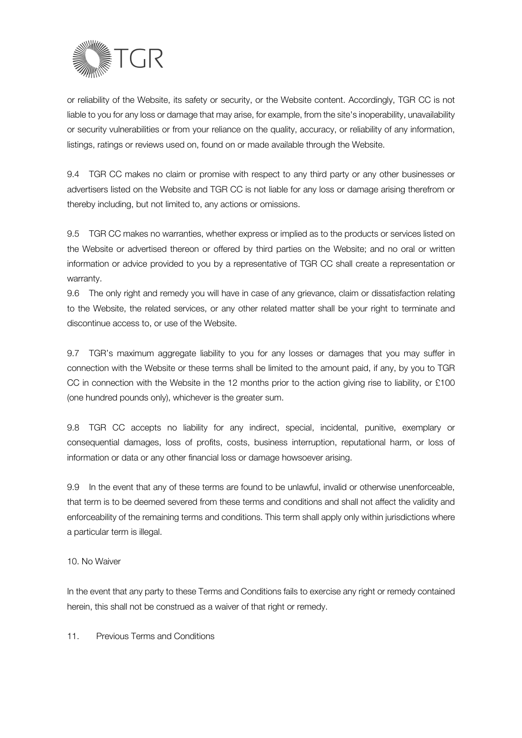or reliability of the Website, its safety or security, or the Website content. Accordingly, TGR CC is not liable to you for any loss or damage that may arise, for example, from the site's inoperability, unavailability or security vulnerabilities or from your reliance on the quality, accuracy, or reliability of any information, listings, ratings or reviews used on, found on or made available through the Website.

9.4 TGR CC makes no claim or promise with respect to any third party or any other businesses or advertisers listed on the Website and TGR CC is not liable for any loss or damage arising therefrom or thereby including, but not limited to, any actions or omissions.

9.5 TGR CC makes no warranties, whether express or implied as to the products or services listed on the Website or advertised thereon or offered by third parties on the Website; and no oral or written information or advice provided to you by a representative of TGR CC shall create a representation or warranty.

9.6 The only right and remedy you will have in case of any grievance, claim or dissatisfaction relating to the Website, the related services, or any other related matter shall be your right to terminate and discontinue access to, or use of the Website.

9.7 TGR's maximum aggregate liability to you for any losses or damages that you may suffer in connection with the Website or these terms shall be limited to the amount paid, if any, by you to TGR CC in connection with the Website in the 12 months prior to the action giving rise to liability, or £100 (one hundred pounds only), whichever is the greater sum.

9.8 TGR CC accepts no liability for any indirect, special, incidental, punitive, exemplary or consequential damages, loss of profits, costs, business interruption, reputational harm, or loss of information or data or any other financial loss or damage howsoever arising.

9.9 In the event that any of these terms are found to be unlawful, invalid or otherwise unenforceable, that term is to be deemed severed from these terms and conditions and shall not affect the validity and enforceability of the remaining terms and conditions. This term shall apply only within jurisdictions where a particular term is illegal.

## 10. No Waiver

In the event that any party to these Terms and Conditions fails to exercise any right or remedy contained herein, this shall not be construed as a waiver of that right or remedy.

## 11. Previous Terms and Conditions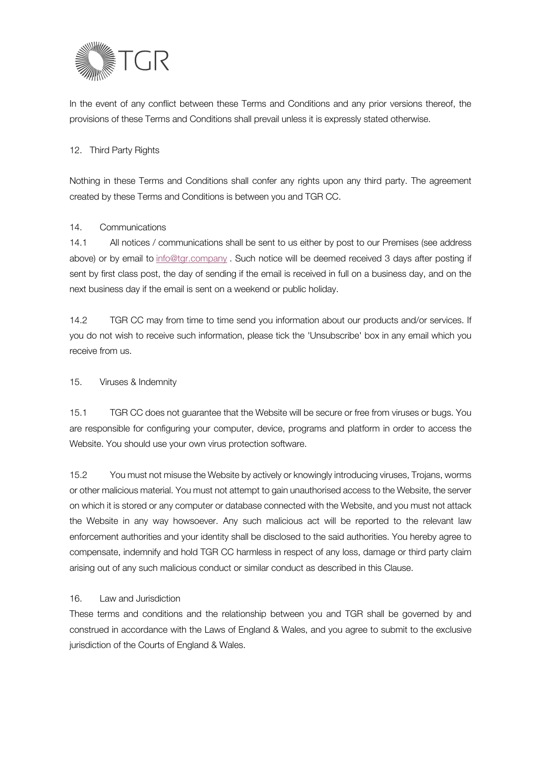In the event of any conflict between these Terms and Conditions and any prior versions thereof, the provisions of these Terms and Conditions shall prevail unless it is expressly stated otherwise.

## 12. Third Party Rights

Nothing in these Terms and Conditions shall confer any rights upon any third party. The agreement created by these Terms and Conditions is between you and TGR CC.

## 14. Communications

14.1 All notices / communications shall be sent to us either by post to our Premises (see address above) or by email to info@tgr.company . Such notice will be deemed received 3 days after posting if sent by first class post, the day of sending if the email is received in full on a business day, and on the next business day if the email is sent on a weekend or public holiday.

14.2 TGR CC may from time to time send you information about our products and/or services. If you do not wish to receive such information, please tick the 'Unsubscribe' box in any email which you receive from us.

## 15. Viruses & Indemnity

15.1 TGR CC does not guarantee that the Website will be secure or free from viruses or bugs. You are responsible for configuring your computer, device, programs and platform in order to access the Website. You should use your own virus protection software.

15.2 You must not misuse the Website by actively or knowingly introducing viruses, Trojans, worms or other malicious material. You must not attempt to gain unauthorised access to the Website, the server on which it is stored or any computer or database connected with the Website, and you must not attack the Website in any way howsoever. Any such malicious act will be reported to the relevant law enforcement authorities and your identity shall be disclosed to the said authorities. You hereby agree to compensate, indemnify and hold TGR CC harmless in respect of any loss, damage or third party claim arising out of any such malicious conduct or similar conduct as described in this Clause.

## 16. Law and Jurisdiction

These terms and conditions and the relationship between you and TGR shall be governed by and construed in accordance with the Laws of England & Wales, and you agree to submit to the exclusive jurisdiction of the Courts of England & Wales.